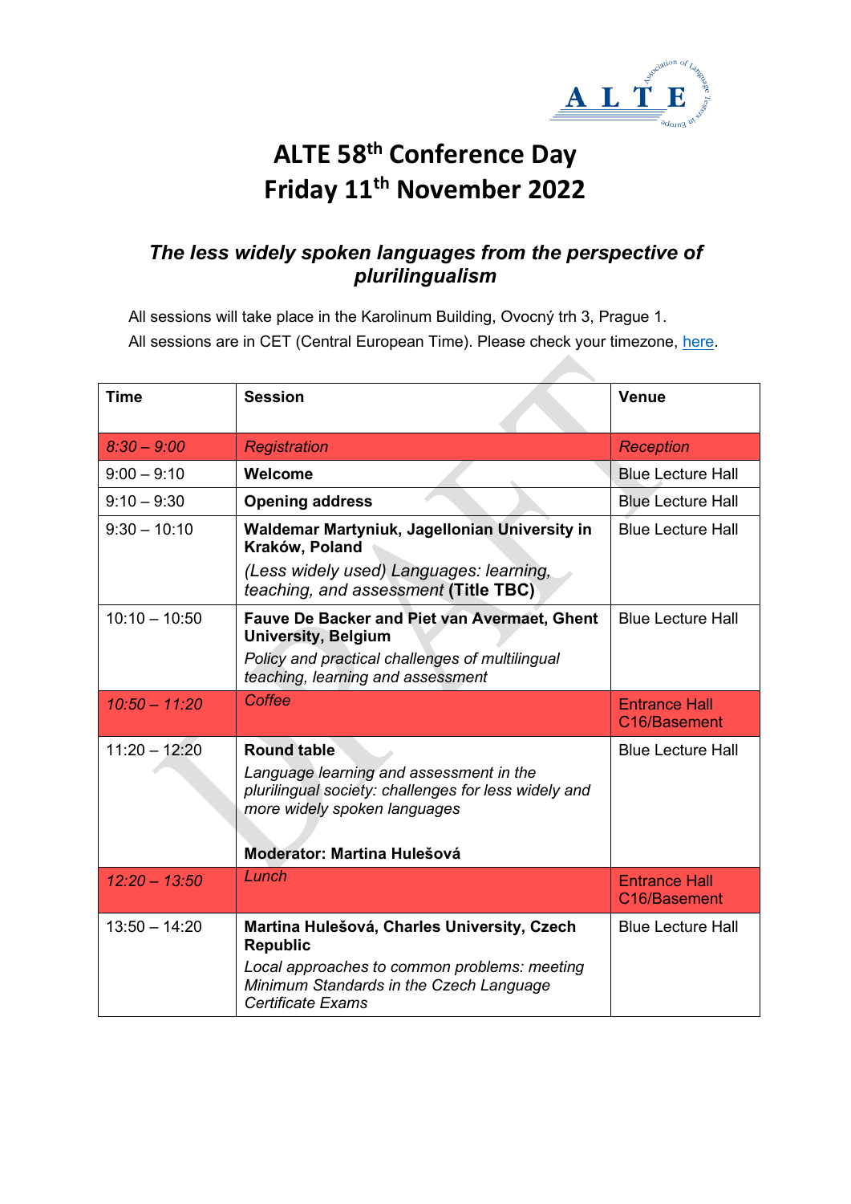# ALTE 58th Conference Day
# Friday 11th November 2022

## *The less widely spoken languages from the perspective of plurilingualism*

All sessions will take place in the Karolinum Building, Ovocný trh 3, Prague 1.

All sessions are in CET (Central European Time). Please check your timezone, here.

| Time | Session | Venue |
|---|---|---|
| *8:30 – 9:00* | *Registration* | *Reception* |
| 9:00 – 9:10 | **Welcome** | Blue Lecture Hall |
| 9:10 – 9:30 | **Opening address** | Blue Lecture Hall |
| 9:30 – 10:10 | **Waldemar Martyniuk, Jagellonian University in Kraków, Poland**<br>*(Less widely used) Languages: learning, teaching, and assessment* **(Title TBC)** | Blue Lecture Hall |
| 10:10 – 10:50 | **Fauve De Backer and Piet van Avermaet, Ghent University, Belgium**<br>*Policy and practical challenges of multilingual teaching, learning and assessment* | Blue Lecture Hall |
| *10:50 – 11:20* | *Coffee* | Entrance Hall C16/Basement |
| 11:20 – 12:20 | **Round table**<br>*Language learning and assessment in the plurilingual society: challenges for less widely and more widely spoken languages*<br>**Moderator: Martina Hulešová** | Blue Lecture Hall |
| *12:20 – 13:50* | *Lunch* | Entrance Hall C16/Basement |
| 13:50 – 14:20 | **Martina Hulešová, Charles University, Czech Republic**<br>*Local approaches to common problems: meeting Minimum Standards in the Czech Language Certificate Exams* | Blue Lecture Hall |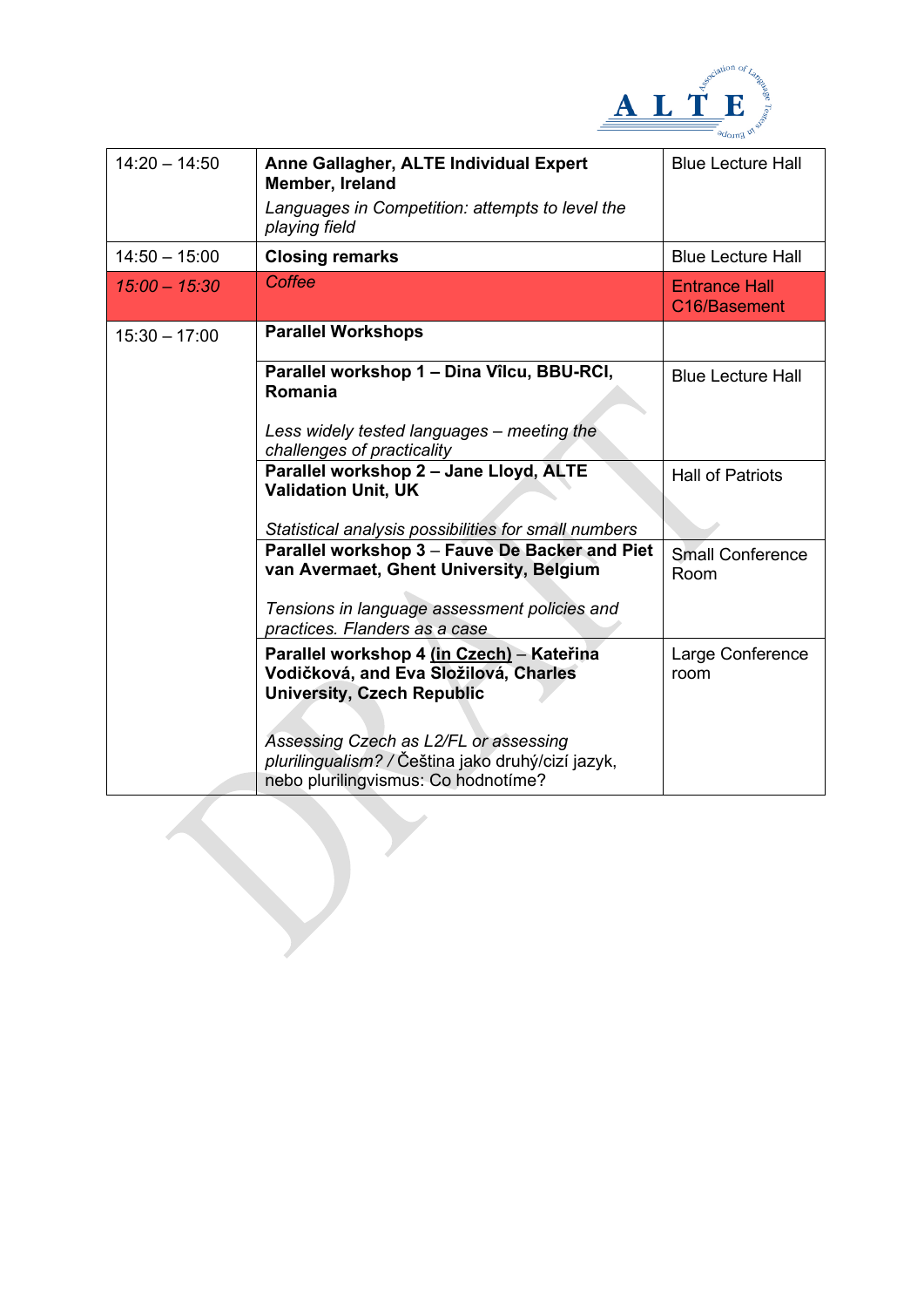| | | |
|---|---|---|
| 14:20 – 14:50 | **Anne Gallagher, ALTE Individual Expert Member, Ireland**<br>*Languages in Competition: attempts to level the playing field* | Blue Lecture Hall |
| 14:50 – 15:00 | **Closing remarks** | Blue Lecture Hall |
| *15:00 – 15:30* | *Coffee* | Entrance Hall C16/Basement |
| 15:30 – 17:00 | **Parallel Workshops** | |
| | **Parallel workshop 1 – Dina Vîlcu, BBU-RCI, Romania**<br>*Less widely tested languages – meeting the challenges of practicality* | Blue Lecture Hall |
| | **Parallel workshop 2 – Jane Lloyd, ALTE Validation Unit, UK**<br>*Statistical analysis possibilities for small numbers* | Hall of Patriots |
| | **Parallel workshop 3 – Fauve De Backer and Piet van Avermaet, Ghent University, Belgium**<br>*Tensions in language assessment policies and practices. Flanders as a case* | Small Conference Room |
| | **Parallel workshop 4 (in Czech) – Kateřina Vodičková, and Eva Složilová, Charles University, Czech Republic**<br>*Assessing Czech as L2/FL or assessing plurilingualism? /* Čeština jako druhý/cizí jazyk, nebo plurilingvismus: Co hodnotíme? | Large Conference room |